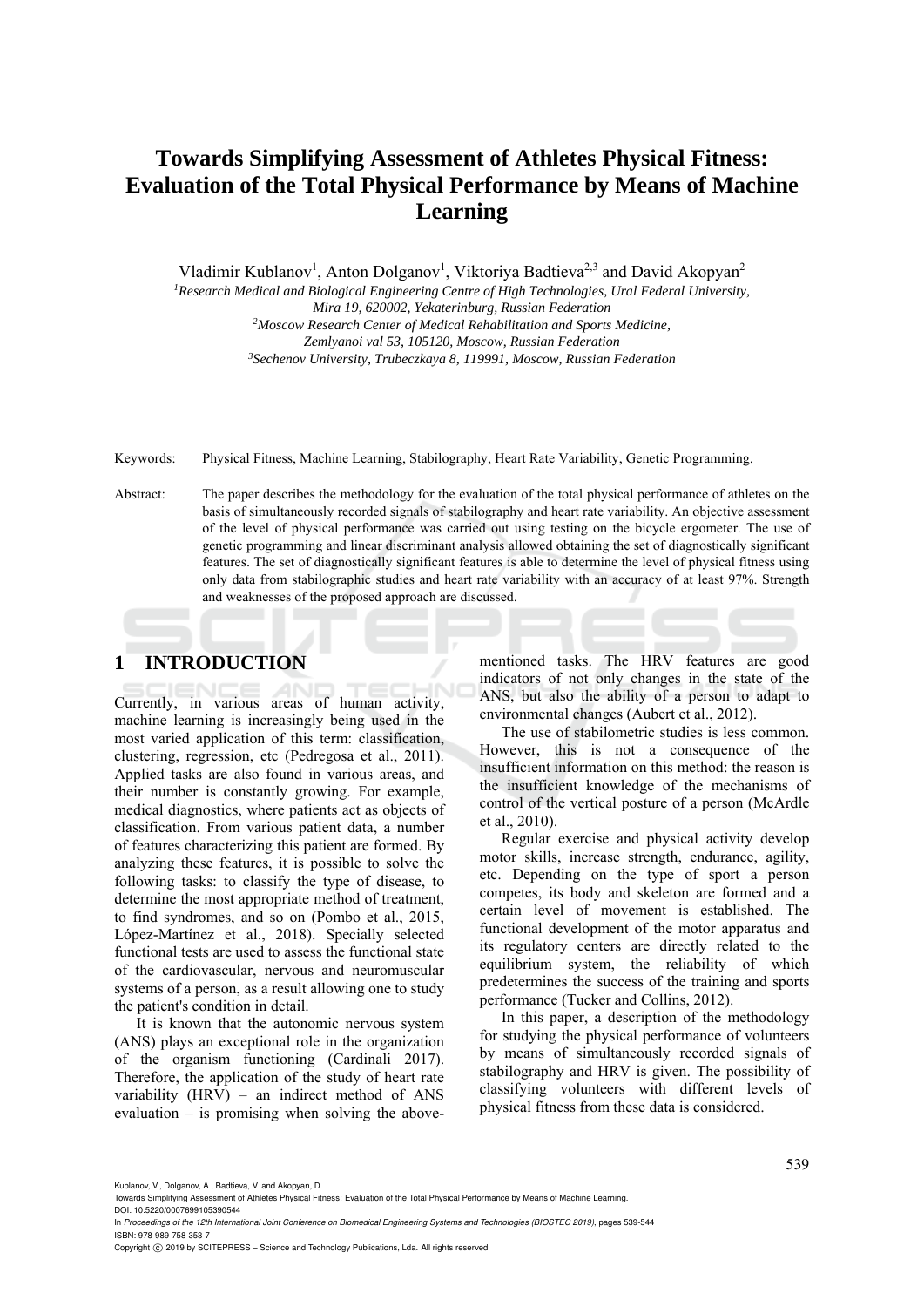# Towards Simplifying Assessment of Athletes Physical Fitness: Evaluation of the Total Physical Performance by Means of Machine Learning

Vladimir Kublanov[1], Anton Dolganov[1], Viktoriya Badtieva[2,3] and David Akopyan[2]

[1]*Research Medical and Biological Engineering Centre of High Technologies, Ural Federal University, Mira 19, 620002, Yekaterinburg, Russian Federation*
[2]*Moscow Research Center of Medical Rehabilitation and Sports Medicine, Zemlyanoi val 53, 105120, Moscow, Russian Federation*
[3]*Sechenov University, Trubeczkaya 8, 119991, Moscow, Russian Federation*

Keywords: Physical Fitness, Machine Learning, Stabilography, Heart Rate Variability, Genetic Programming.

Abstract: The paper describes the methodology for the evaluation of the total physical performance of athletes on the basis of simultaneously recorded signals of stabilography and heart rate variability. An objective assessment of the level of physical performance was carried out using testing on the bicycle ergometer. The use of genetic programming and linear discriminant analysis allowed obtaining the set of diagnostically significant features. The set of diagnostically significant features is able to determine the level of physical fitness using only data from stabilographic studies and heart rate variability with an accuracy of at least 97%. Strength and weaknesses of the proposed approach are discussed.

## 1 INTRODUCTION

Currently, in various areas of human activity, machine learning is increasingly being used in the most varied application of this term: classification, clustering, regression, etc (Pedregosa et al., 2011). Applied tasks are also found in various areas, and their number is constantly growing. For example, medical diagnostics, where patients act as objects of classification. From various patient data, a number of features characterizing this patient are formed. By analyzing these features, it is possible to solve the following tasks: to classify the type of disease, to determine the most appropriate method of treatment, to find syndromes, and so on (Pombo et al., 2015, López-Martínez et al., 2018). Specially selected functional tests are used to assess the functional state of the cardiovascular, nervous and neuromuscular systems of a person, as a result allowing one to study the patient's condition in detail.

It is known that the autonomic nervous system (ANS) plays an exceptional role in the organization of the organism functioning (Cardinali 2017). Therefore, the application of the study of heart rate variability (HRV) – an indirect method of ANS evaluation – is promising when solving the above-mentioned tasks. The HRV features are good indicators of not only changes in the state of the ANS, but also the ability of a person to adapt to environmental changes (Aubert et al., 2012).

The use of stabilometric studies is less common. However, this is not a consequence of the insufficient information on this method: the reason is the insufficient knowledge of the mechanisms of control of the vertical posture of a person (McArdle et al., 2010).

Regular exercise and physical activity develop motor skills, increase strength, endurance, agility, etc. Depending on the type of sport a person competes, its body and skeleton are formed and a certain level of movement is established. The functional development of the motor apparatus and its regulatory centers are directly related to the equilibrium system, the reliability of which predetermines the success of the training and sports performance (Tucker and Collins, 2012).

In this paper, a description of the methodology for studying the physical performance of volunteers by means of simultaneously recorded signals of stabilography and HRV is given. The possibility of classifying volunteers with different levels of physical fitness from these data is considered.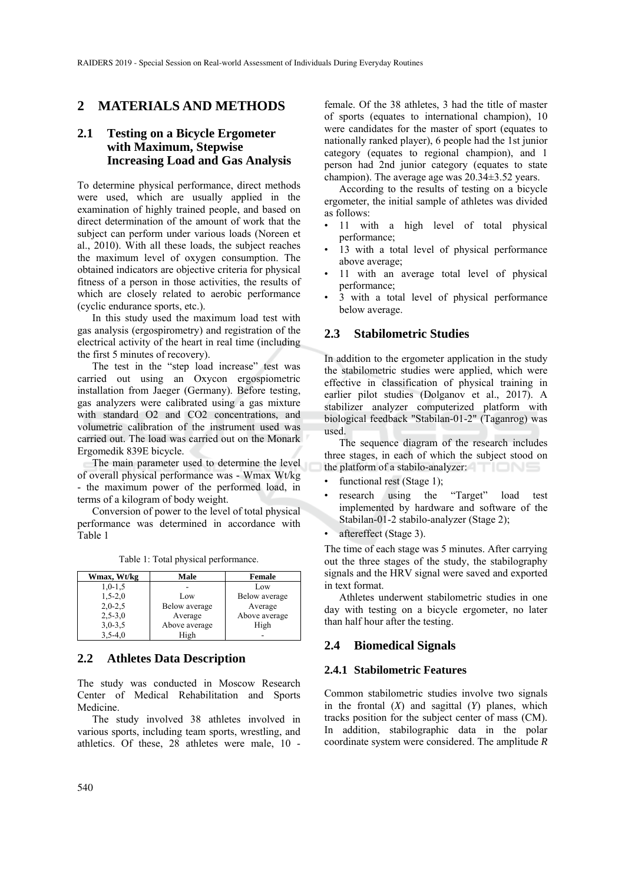## 2 MATERIALS AND METHODS

### 2.1 Testing on a Bicycle Ergometer with Maximum, Stepwise Increasing Load and Gas Analysis

To determine physical performance, direct methods were used, which are usually applied in the examination of highly trained people, and based on direct determination of the amount of work that the subject can perform under various loads (Noreen et al., 2010). With all these loads, the subject reaches the maximum level of oxygen consumption. The obtained indicators are objective criteria for physical fitness of a person in those activities, the results of which are closely related to aerobic performance (cyclic endurance sports, etc.).

In this study used the maximum load test with gas analysis (ergospirometry) and registration of the electrical activity of the heart in real time (including the first 5 minutes of recovery).

The test in the "step load increase" test was carried out using an Oxycon ergospiometric installation from Jaeger (Germany). Before testing, gas analyzers were calibrated using a gas mixture with standard O2 and CO2 concentrations, and volumetric calibration of the instrument used was carried out. The load was carried out on the Monark Ergomedik 839E bicycle.

The main parameter used to determine the level of overall physical performance was - Wmax Wt/kg - the maximum power of the performed load, in terms of a kilogram of body weight.

Conversion of power to the level of total physical performance was determined in accordance with Table 1

Table 1: Total physical performance.

| Wmax, Wt/kg | Male | Female |
|---|---|---|
| 1,0-1,5 | - | Low |
| 1,5-2,0 | Low | Below average |
| 2,0-2,5 | Below average | Average |
| 2,5-3,0 | Average | Above average |
| 3,0-3,5 | Above average | High |
| 3,5-4,0 | High | - |

### 2.2 Athletes Data Description

The study was conducted in Moscow Research Center of Medical Rehabilitation and Sports Medicine.

The study involved 38 athletes involved in various sports, including team sports, wrestling, and athletics. Of these, 28 athletes were male, 10 - female. Of the 38 athletes, 3 had the title of master of sports (equates to international champion), 10 were candidates for the master of sport (equates to nationally ranked player), 6 people had the 1st junior category (equates to regional champion), and 1 person had 2nd junior category (equates to state champion). The average age was 20.34±3.52 years.

According to the results of testing on a bicycle ergometer, the initial sample of athletes was divided as follows:

- 11 with a high level of total physical performance;
- 13 with a total level of physical performance above average;
- 11 with an average total level of physical performance;
- 3 with a total level of physical performance below average.

### 2.3 Stabilometric Studies

In addition to the ergometer application in the study the stabilometric studies were applied, which were effective in classification of physical training in earlier pilot studies (Dolganov et al., 2017). A stabilizer analyzer computerized platform with biological feedback "Stabilan-01-2" (Taganrog) was used.

The sequence diagram of the research includes three stages, in each of which the subject stood on the platform of a stabilo-analyzer:

- functional rest (Stage 1);
- research using the "Target" load test implemented by hardware and software of the Stabilan-01-2 stabilo-analyzer (Stage 2);
- aftereffect (Stage 3).

The time of each stage was 5 minutes. After carrying out the three stages of the study, the stabilography signals and the HRV signal were saved and exported in text format.

Athletes underwent stabilometric studies in one day with testing on a bicycle ergometer, no later than half hour after the testing.

### 2.4 Biomedical Signals

#### 2.4.1 Stabilometric Features

Common stabilometric studies involve two signals in the frontal ($X$) and sagittal ($Y$) planes, which tracks position for the subject center of mass (CM). In addition, stabilographic data in the polar coordinate system were considered. The amplitude $R$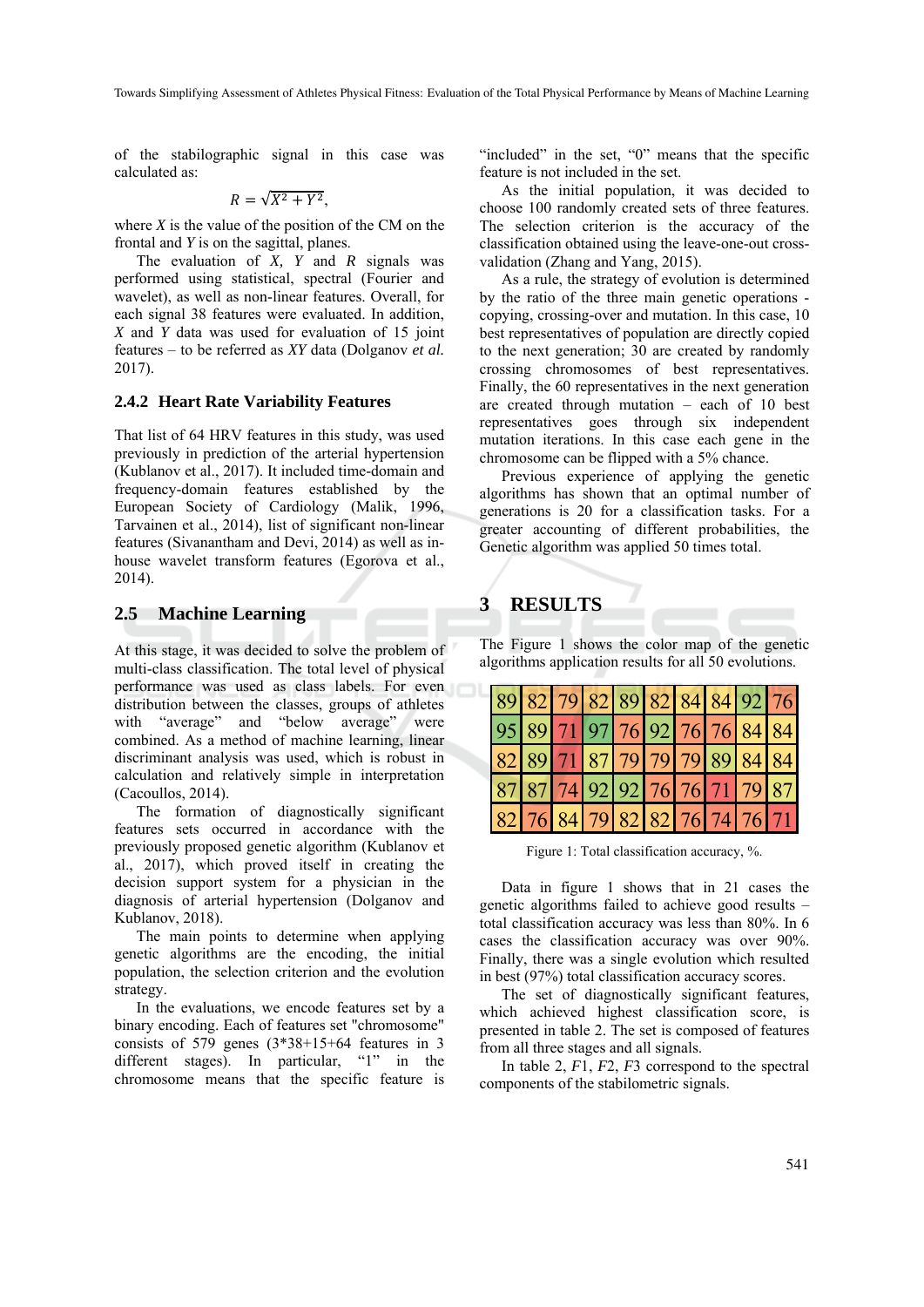of the stabilographic signal in this case was calculated as:

$$R = \sqrt{X^2 + Y^2},$$

where *X* is the value of the position of the CM on the frontal and *Y* is on the sagittal, planes.

The evaluation of *X*, *Y* and *R* signals was performed using statistical, spectral (Fourier and wavelet), as well as non-linear features. Overall, for each signal 38 features were evaluated. In addition, *X* and *Y* data was used for evaluation of 15 joint features – to be referred as *XY* data (Dolganov *et al.* 2017).

### 2.4.2 Heart Rate Variability Features

That list of 64 HRV features in this study, was used previously in prediction of the arterial hypertension (Kublanov et al., 2017). It included time-domain and frequency-domain features established by the European Society of Cardiology (Malik, 1996, Tarvainen et al., 2014), list of significant non-linear features (Sivanantham and Devi, 2014) as well as in-house wavelet transform features (Egorova et al., 2014).

## 2.5 Machine Learning

At this stage, it was decided to solve the problem of multi-class classification. The total level of physical performance was used as class labels. For even distribution between the classes, groups of athletes with "average" and "below average" were combined. As a method of machine learning, linear discriminant analysis was used, which is robust in calculation and relatively simple in interpretation (Cacoullos, 2014).

The formation of diagnostically significant features sets occurred in accordance with the previously proposed genetic algorithm (Kublanov et al., 2017), which proved itself in creating the decision support system for a physician in the diagnosis of arterial hypertension (Dolganov and Kublanov, 2018).

The main points to determine when applying genetic algorithms are the encoding, the initial population, the selection criterion and the evolution strategy.

In the evaluations, we encode features set by a binary encoding. Each of features set "chromosome" consists of 579 genes (3*38+15+64 features in 3 different stages). In particular, "1" in the chromosome means that the specific feature is "included" in the set, "0" means that the specific feature is not included in the set.

As the initial population, it was decided to choose 100 randomly created sets of three features. The selection criterion is the accuracy of the classification obtained using the leave-one-out cross-validation (Zhang and Yang, 2015).

As a rule, the strategy of evolution is determined by the ratio of the three main genetic operations - copying, crossing-over and mutation. In this case, 10 best representatives of population are directly copied to the next generation; 30 are created by randomly crossing chromosomes of best representatives. Finally, the 60 representatives in the next generation are created through mutation – each of 10 best representatives goes through six independent mutation iterations. In this case each gene in the chromosome can be flipped with a 5% chance.

Previous experience of applying the genetic algorithms has shown that an optimal number of generations is 20 for a classification tasks. For a greater accounting of different probabilities, the Genetic algorithm was applied 50 times total.

# 3 RESULTS

The Figure 1 shows the color map of the genetic algorithms application results for all 50 evolutions.

| | | | | | | | | | |
|---|---|---|---|---|---|---|---|---|---|
| 89 | 82 | 79 | 82 | 89 | 82 | 84 | 84 | 92 | 76 |
| 95 | 89 | 71 | 97 | 76 | 92 | 76 | 76 | 84 | 84 |
| 82 | 89 | 71 | 87 | 79 | 79 | 79 | 89 | 84 | 84 |
| 87 | 87 | 74 | 92 | 92 | 76 | 76 | 71 | 79 | 87 |
| 82 | 76 | 84 | 79 | 82 | 82 | 76 | 74 | 76 | 71 |

Figure 1: Total classification accuracy, %.

Data in figure 1 shows that in 21 cases the genetic algorithms failed to achieve good results – total classification accuracy was less than 80%. In 6 cases the classification accuracy was over 90%. Finally, there was a single evolution which resulted in best (97%) total classification accuracy scores.

The set of diagnostically significant features, which achieved highest classification score, is presented in table 2. The set is composed of features from all three stages and all signals.

In table 2, *F*1, *F*2, *F*3 correspond to the spectral components of the stabilometric signals.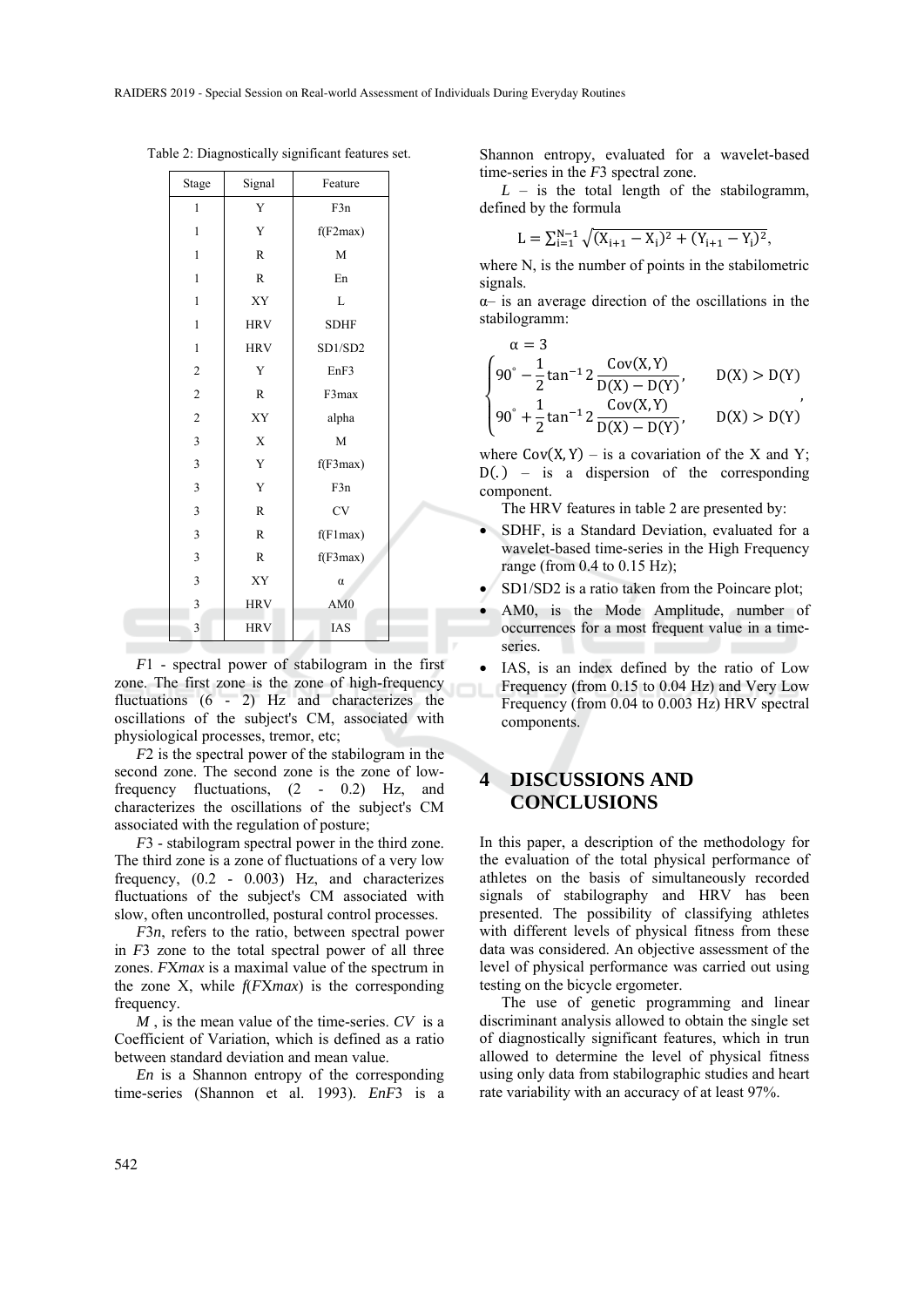Table 2: Diagnostically significant features set.

| Stage | Signal | Feature |
|---|---|---|
| 1 | Y | F3n |
| 1 | Y | f(F2max) |
| 1 | R | M |
| 1 | R | En |
| 1 | XY | L |
| 1 | HRV | SDHF |
| 1 | HRV | SD1/SD2 |
| 2 | Y | EnF3 |
| 2 | R | F3max |
| 2 | XY | alpha |
| 3 | X | M |
| 3 | Y | f(F3max) |
| 3 | Y | F3n |
| 3 | R | CV |
| 3 | R | f(F1max) |
| 3 | R | f(F3max) |
| 3 | XY | α |
| 3 | HRV | AM0 |
| 3 | HRV | IAS |

*F*1 - spectral power of stabilogram in the first zone. The first zone is the zone of high-frequency fluctuations (6 - 2) Hz and characterizes the oscillations of the subject's CM, associated with physiological processes, tremor, etc;

*F*2 is the spectral power of the stabilogram in the second zone. The second zone is the zone of low-frequency fluctuations, (2 - 0.2) Hz, and characterizes the oscillations of the subject's CM associated with the regulation of posture;

*F*3 - stabilogram spectral power in the third zone. The third zone is a zone of fluctuations of a very low frequency, (0.2 - 0.003) Hz, and characterizes fluctuations of the subject's CM associated with slow, often uncontrolled, postural control processes.

*F*3*n*, refers to the ratio, between spectral power in *F*3 zone to the total spectral power of all three zones. *FXmax* is a maximal value of the spectrum in the zone X, while *f*(*FXmax*) is the corresponding frequency.

*M* , is the mean value of the time-series. *CV* is a Coefficient of Variation, which is defined as a ratio between standard deviation and mean value.

*En* is a Shannon entropy of the corresponding time-series (Shannon et al. 1993). *EnF*3 is a Shannon entropy, evaluated for a wavelet-based time-series in the *F*3 spectral zone.

*L* – is the total length of the stabilogramm, defined by the formula

$$L = \sum_{i=1}^{N-1} \sqrt{(X_{i+1} - X_i)^2 + (Y_{i+1} - Y_i)^2},$$

where N, is the number of points in the stabilometric signals.

α– is an average direction of the oscillations in the stabilogramm:

$$\alpha = 3 \begin{cases} 90^\circ - \dfrac{1}{2}\tan^{-1} 2\dfrac{\mathrm{Cov}(X,Y)}{D(X) - D(Y)}, & D(X) > D(Y) \\ 90^\circ + \dfrac{1}{2}\tan^{-1} 2\dfrac{\mathrm{Cov}(X,Y)}{D(X) - D(Y)}, & D(X) > D(Y) \end{cases},$$

where $\mathrm{Cov}(X, Y)$ – is a covariation of the X and Y; $D(.)$ – is a dispersion of the corresponding component.

The HRV features in table 2 are presented by:

- SDHF, is a Standard Deviation, evaluated for a wavelet-based time-series in the High Frequency range (from 0.4 to 0.15 Hz);
- SD1/SD2 is a ratio taken from the Poincare plot;
- AM0, is the Mode Amplitude, number of occurrences for a most frequent value in a time-series.
- IAS, is an index defined by the ratio of Low Frequency (from 0.15 to 0.04 Hz) and Very Low Frequency (from 0.04 to 0.003 Hz) HRV spectral components.

# 4 DISCUSSIONS AND CONCLUSIONS

In this paper, a description of the methodology for the evaluation of the total physical performance of athletes on the basis of simultaneously recorded signals of stabilography and HRV has been presented. The possibility of classifying athletes with different levels of physical fitness from these data was considered. An objective assessment of the level of physical performance was carried out using testing on the bicycle ergometer.

The use of genetic programming and linear discriminant analysis allowed to obtain the single set of diagnostically significant features, which in trun allowed to determine the level of physical fitness using only data from stabilographic studies and heart rate variability with an accuracy of at least 97%.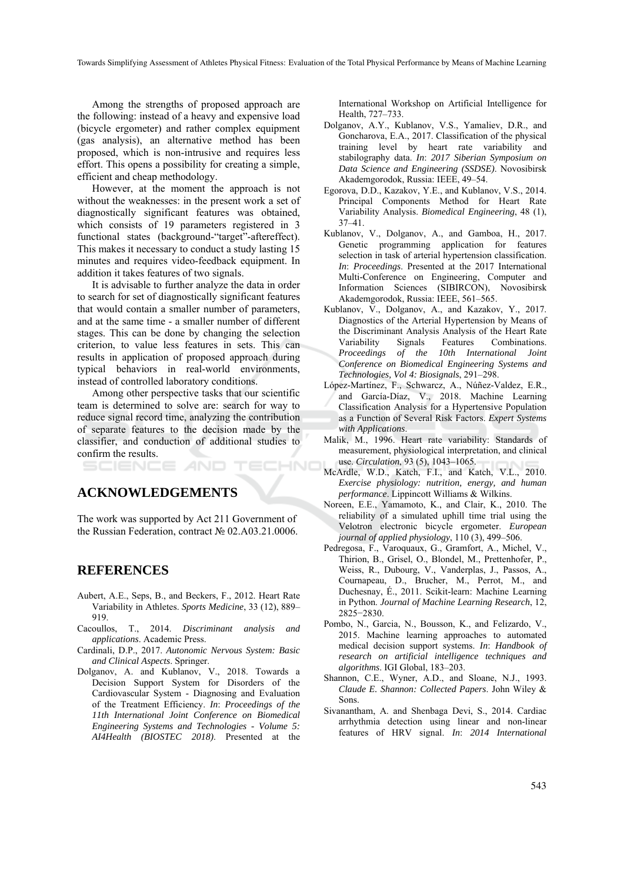Among the strengths of proposed approach are the following: instead of a heavy and expensive load (bicycle ergometer) and rather complex equipment (gas analysis), an alternative method has been proposed, which is non-intrusive and requires less effort. This opens a possibility for creating a simple, efficient and cheap methodology.

However, at the moment the approach is not without the weaknesses: in the present work a set of diagnostically significant features was obtained, which consists of 19 parameters registered in 3 functional states (background-"target"-aftereffect). This makes it necessary to conduct a study lasting 15 minutes and requires video-feedback equipment. In addition it takes features of two signals.

It is advisable to further analyze the data in order to search for set of diagnostically significant features that would contain a smaller number of parameters, and at the same time - a smaller number of different stages. This can be done by changing the selection criterion, to value less features in sets. This can results in application of proposed approach during typical behaviors in real-world environments, instead of controlled laboratory conditions.

Among other perspective tasks that our scientific team is determined to solve are: search for way to reduce signal record time, analyzing the contribution of separate features to the decision made by the classifier, and conduction of additional studies to confirm the results.

## ACKNOWLEDGEMENTS

The work was supported by Act 211 Government of the Russian Federation, contract № 02.A03.21.0006.

## REFERENCES

Aubert, A.E., Seps, B., and Beckers, F., 2012. Heart Rate Variability in Athletes. *Sports Medicine*, 33 (12), 889–919.

Cacoullos, T., 2014. *Discriminant analysis and applications*. Academic Press.

Cardinali, D.P., 2017. *Autonomic Nervous System: Basic and Clinical Aspects*. Springer.

Dolganov, A. and Kublanov, V., 2018. Towards a Decision Support System for Disorders of the Cardiovascular System - Diagnosing and Evaluation of the Treatment Efficiency. *In*: *Proceedings of the 11th International Joint Conference on Biomedical Engineering Systems and Technologies - Volume 5: AI4Health (BIOSTEC 2018)*. Presented at the International Workshop on Artificial Intelligence for Health, 727–733.

Dolganov, A.Y., Kublanov, V.S., Yamaliev, D.R., and Goncharova, E.A., 2017. Classification of the physical training level by heart rate variability and stabilography data. *In*: *2017 Siberian Symposium on Data Science and Engineering (SSDSE)*. Novosibirsk Akademgorodok, Russia: IEEE, 49–54.

Egorova, D.D., Kazakov, Y.E., and Kublanov, V.S., 2014. Principal Components Method for Heart Rate Variability Analysis. *Biomedical Engineering*, 48 (1), 37–41.

Kublanov, V., Dolganov, A., and Gamboa, H., 2017. Genetic programming application for features selection in task of arterial hypertension classification. *In*: *Proceedings*. Presented at the 2017 International Multi-Conference on Engineering, Computer and Information Sciences (SIBIRCON), Novosibirsk Akademgorodok, Russia: IEEE, 561–565.

Kublanov, V., Dolganov, A., and Kazakov, Y., 2017. Diagnostics of the Arterial Hypertension by Means of the Discriminant Analysis Analysis of the Heart Rate Variability Signals Features Combinations. *Proceedings of the 10th International Joint Conference on Biomedical Engineering Systems and Technologies, Vol 4: Biosignals*, 291–298.

López-Martínez, F., Schwarcz, A., Núñez-Valdez, E.R., and García-Díaz, V., 2018. Machine Learning Classification Analysis for a Hypertensive Population as a Function of Several Risk Factors. *Expert Systems with Applications*.

Malik, M., 1996. Heart rate variability: Standards of measurement, physiological interpretation, and clinical use. *Circulation*, 93 (5), 1043–1065.

McArdle, W.D., Katch, F.I., and Katch, V.L., 2010. *Exercise physiology: nutrition, energy, and human performance*. Lippincott Williams & Wilkins.

Noreen, E.E., Yamamoto, K., and Clair, K., 2010. The reliability of a simulated uphill time trial using the Velotron electronic bicycle ergometer. *European journal of applied physiology*, 110 (3), 499–506.

Pedregosa, F., Varoquaux, G., Gramfort, A., Michel, V., Thirion, B., Grisel, O., Blondel, M., Prettenhofer, P., Weiss, R., Dubourg, V., Vanderplas, J., Passos, A., Cournapeau, D., Brucher, M., Perrot, M., and Duchesnay, É., 2011. Scikit-learn: Machine Learning in Python. *Journal of Machine Learning Research*, 12, 2825−2830.

Pombo, N., Garcia, N., Bousson, K., and Felizardo, V., 2015. Machine learning approaches to automated medical decision support systems. *In*: *Handbook of research on artificial intelligence techniques and algorithms*. IGI Global, 183–203.

Shannon, C.E., Wyner, A.D., and Sloane, N.J., 1993. *Claude E. Shannon: Collected Papers*. John Wiley & Sons.

Sivanantham, A. and Shenbaga Devi, S., 2014. Cardiac arrhythmia detection using linear and non-linear features of HRV signal. *In*: *2014 International*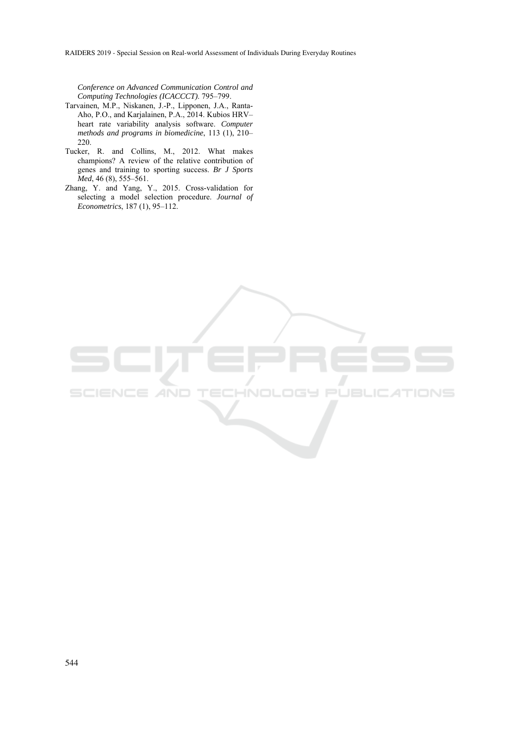*Conference on Advanced Communication Control and Computing Technologies (ICACCCT)*. 795–799.

Tarvainen, M.P., Niskanen, J.-P., Lipponen, J.A., Ranta-Aho, P.O., and Karjalainen, P.A., 2014. Kubios HRV–heart rate variability analysis software. *Computer methods and programs in biomedicine*, 113 (1), 210–220.

Tucker, R. and Collins, M., 2012. What makes champions? A review of the relative contribution of genes and training to sporting success. *Br J Sports Med*, 46 (8), 555–561.

Zhang, Y. and Yang, Y., 2015. Cross-validation for selecting a model selection procedure. *Journal of Econometrics*, 187 (1), 95–112.